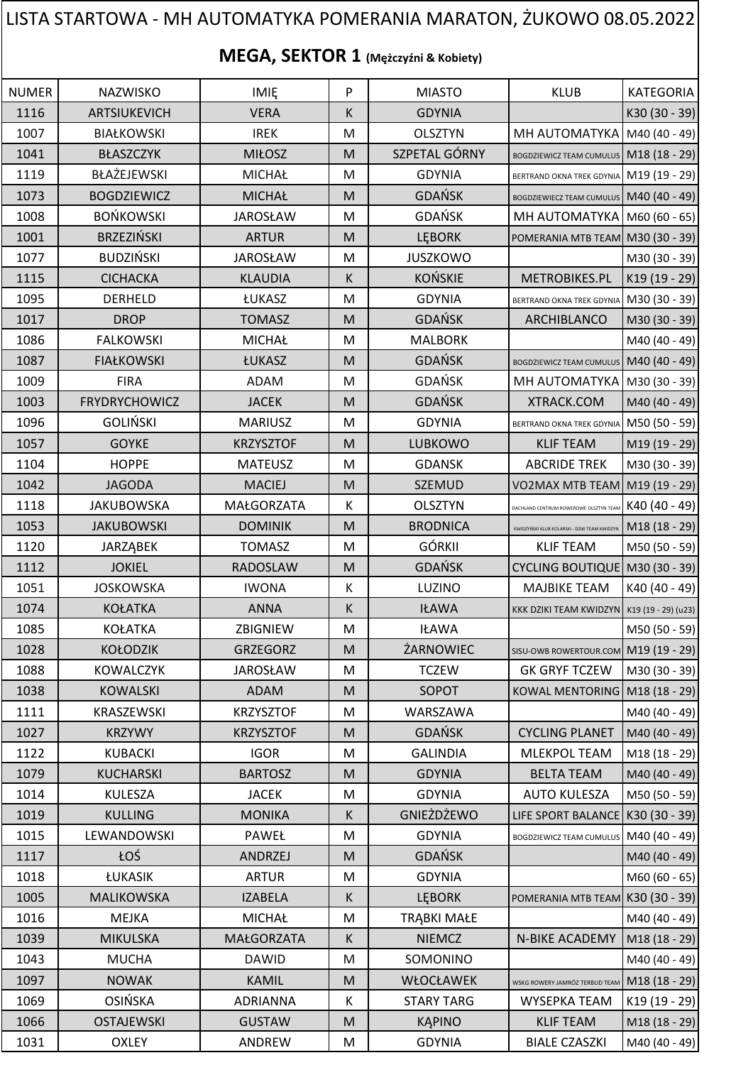# LISTA STARTOWA - MH AUTOMATYKA POMERANIA MARATON, ŻUKOWO 08.05.2022

## MEGA, SEKTOR 1 (Mężczyźni & Kobiety)

| NUMER | NAZWISKO | IMIĘ | P | MIASTO | KLUB | KATEGORIA |
|---|---|---|---|---|---|---|
| 1116 | ARTSIUKEVICH | VERA | K | GDYNIA | | K30 (30 - 39) |
| 1007 | BIAŁKOWSKI | IREK | M | OLSZTYN | MH AUTOMATYKA | M40 (40 - 49) |
| 1041 | BŁASZCZYK | MIŁOSZ | M | SZPETAL GÓRNY | BOGDZIEWICZ TEAM CUMULUS | M18 (18 - 29) |
| 1119 | BŁAŻEJEWSKI | MICHAŁ | M | GDYNIA | BERTRAND OKNA TREK GDYNIA | M19 (19 - 29) |
| 1073 | BOGDZIEWICZ | MICHAŁ | M | GDAŃSK | BOGDZIEWIECZ TEAM CUMULUS | M40 (40 - 49) |
| 1008 | BOŃKOWSKI | JAROSŁAW | M | GDAŃSK | MH AUTOMATYKA | M60 (60 - 65) |
| 1001 | BRZEZIŃSKI | ARTUR | M | LĘBORK | POMERANIA MTB TEAM | M30 (30 - 39) |
| 1077 | BUDZIŃSKI | JAROSŁAW | M | JUSZKOWO | | M30 (30 - 39) |
| 1115 | CICHACKA | KLAUDIA | K | KOŃSKIE | METROBIKES.PL | K19 (19 - 29) |
| 1095 | DERHELD | ŁUKASZ | M | GDYNIA | BERTRAND OKNA TREK GDYNIA | M30 (30 - 39) |
| 1017 | DROP | TOMASZ | M | GDAŃSK | ARCHIBLANCO | M30 (30 - 39) |
| 1086 | FALKOWSKI | MICHAŁ | M | MALBORK | | M40 (40 - 49) |
| 1087 | FIAŁKOWSKI | ŁUKASZ | M | GDAŃSK | BOGDZIEWICZ TEAM CUMULUS | M40 (40 - 49) |
| 1009 | FIRA | ADAM | M | GDAŃSK | MH AUTOMATYKA | M30 (30 - 39) |
| 1003 | FRYDRYCHOWICZ | JACEK | M | GDAŃSK | XTRACK.COM | M40 (40 - 49) |
| 1096 | GOLIŃSKI | MARIUSZ | M | GDYNIA | BERTRAND OKNA TREK GDYNIA | M50 (50 - 59) |
| 1057 | GOYKE | KRZYSZTOF | M | LUBKOWO | KLIF TEAM | M19 (19 - 29) |
| 1104 | HOPPE | MATEUSZ | M | GDANSK | ABCRIDE TREK | M30 (30 - 39) |
| 1042 | JAGODA | MACIEJ | M | SZEMUD | VO2MAX MTB TEAM | M19 (19 - 29) |
| 1118 | JAKUBOWSKA | MAŁGORZATA | K | OLSZTYN | DACHLAND CENTRUM ROWEROWE OLSZTYN TEAM | K40 (40 - 49) |
| 1053 | JAKUBOWSKI | DOMINIK | M | BRODNICA | KWIDZYŃSKI KLUB KOLARSKI - DZIKI TEAM KWIDZYN | M18 (18 - 29) |
| 1120 | JARZĄBEK | TOMASZ | M | GÓRKII | KLIF TEAM | M50 (50 - 59) |
| 1112 | JOKIEL | RADOSLAW | M | GDAŃSK | CYCLING BOUTIQUE | M30 (30 - 39) |
| 1051 | JOSKOWSKA | IWONA | K | LUZINO | MAJBIKE TEAM | K40 (40 - 49) |
| 1074 | KOŁATKA | ANNA | K | IŁAWA | KKK DZIKI TEAM KWIDZYN | K19 (19 - 29) (u23) |
| 1085 | KOŁATKA | ZBIGNIEW | M | IŁAWA | | M50 (50 - 59) |
| 1028 | KOŁODZIK | GRZEGORZ | M | ŻARNOWIEC | SISU-OWB ROWERTOUR.COM | M19 (19 - 29) |
| 1088 | KOWALCZYK | JAROSŁAW | M | TCZEW | GK GRYF TCZEW | M30 (30 - 39) |
| 1038 | KOWALSKI | ADAM | M | SOPOT | KOWAL MENTORING | M18 (18 - 29) |
| 1111 | KRASZEWSKI | KRZYSZTOF | M | WARSZAWA | | M40 (40 - 49) |
| 1027 | KRZYWY | KRZYSZTOF | M | GDAŃSK | CYCLING PLANET | M40 (40 - 49) |
| 1122 | KUBACKI | IGOR | M | GALINDIA | MLEKPOL TEAM | M18 (18 - 29) |
| 1079 | KUCHARSKI | BARTOSZ | M | GDYNIA | BELTA TEAM | M40 (40 - 49) |
| 1014 | KULESZA | JACEK | M | GDYNIA | AUTO KULESZA | M50 (50 - 59) |
| 1019 | KULLING | MONIKA | K | GNIEŻDŻEWO | LIFE SPORT BALANCE | K30 (30 - 39) |
| 1015 | LEWANDOWSKI | PAWEŁ | M | GDYNIA | BOGDZIEWICZ TEAM CUMULUS | M40 (40 - 49) |
| 1117 | ŁOŚ | ANDRZEJ | M | GDAŃSK | | M40 (40 - 49) |
| 1018 | ŁUKASIK | ARTUR | M | GDYNIA | | M60 (60 - 65) |
| 1005 | MALIKOWSKA | IZABELA | K | LĘBORK | POMERANIA MTB TEAM | K30 (30 - 39) |
| 1016 | MEJKA | MICHAŁ | M | TRĄBKI MAŁE | | M40 (40 - 49) |
| 1039 | MIKULSKA | MAŁGORZATA | K | NIEMCZ | N-BIKE ACADEMY | M18 (18 - 29) |
| 1043 | MUCHA | DAWID | M | SOMONINO | | M40 (40 - 49) |
| 1097 | NOWAK | KAMIL | M | WŁOCŁAWEK | WSKG ROWERY JAMRÓZ TERBUD TEAM | M18 (18 - 29) |
| 1069 | OSIŃSKA | ADRIANNA | K | STARY TARG | WYSEPKA TEAM | K19 (19 - 29) |
| 1066 | OSTAJEWSKI | GUSTAW | M | KĄPINO | KLIF TEAM | M18 (18 - 29) |
| 1031 | OXLEY | ANDREW | M | GDYNIA | BIALE CZASZKI | M40 (40 - 49) |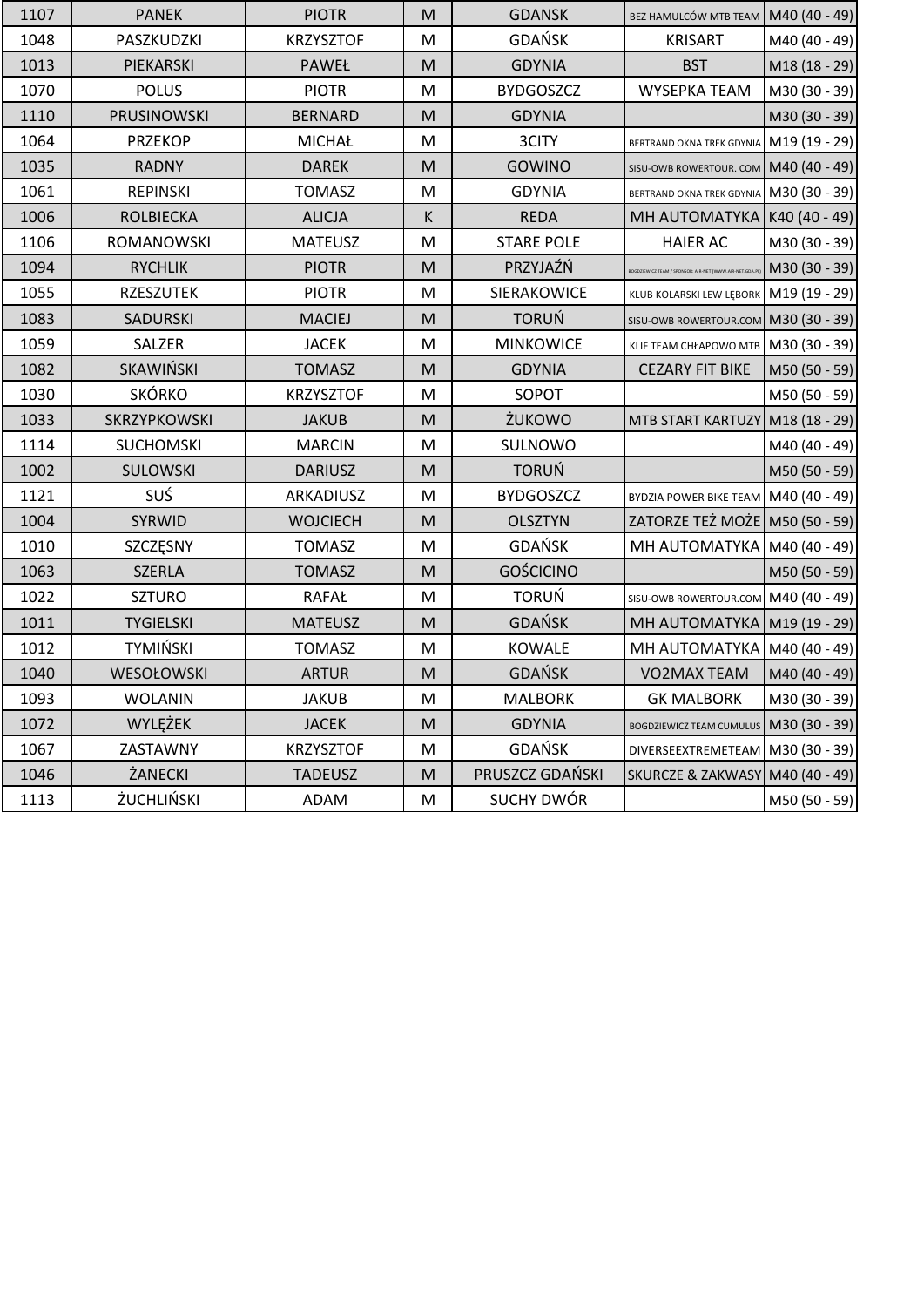| | | | | | | |
|---|---|---|---|---|---|---|
| 1107 | PANEK | PIOTR | M | GDANSK | BEZ HAMULCÓW MTB TEAM | M40 (40 - 49) |
| 1048 | PASZKUDZKI | KRZYSZTOF | M | GDAŃSK | KRISART | M40 (40 - 49) |
| 1013 | PIEKARSKI | PAWEŁ | M | GDYNIA | BST | M18 (18 - 29) |
| 1070 | POLUS | PIOTR | M | BYDGOSZCZ | WYSEPKA TEAM | M30 (30 - 39) |
| 1110 | PRUSINOWSKI | BERNARD | M | GDYNIA | | M30 (30 - 39) |
| 1064 | PRZEKOP | MICHAŁ | M | 3CITY | BERTRAND OKNA TREK GDYNIA | M19 (19 - 29) |
| 1035 | RADNY | DAREK | M | GOWINO | SISU-OWB ROWERTOUR. COM | M40 (40 - 49) |
| 1061 | REPINSKI | TOMASZ | M | GDYNIA | BERTRAND OKNA TREK GDYNIA | M30 (30 - 39) |
| 1006 | ROLBIECKA | ALICJA | K | REDA | MH AUTOMATYKA | K40 (40 - 49) |
| 1106 | ROMANOWSKI | MATEUSZ | M | STARE POLE | HAIER AC | M30 (30 - 39) |
| 1094 | RYCHLIK | PIOTR | M | PRZYJAŹŃ | BOGDZIEWICZ TEAM / SPONSOR: AIR-NET (WWW.AIR-NET.GDA.PL) | M30 (30 - 39) |
| 1055 | RZESZUTEK | PIOTR | M | SIERAKOWICE | KLUB KOLARSKI LEW LĘBORK | M19 (19 - 29) |
| 1083 | SADURSKI | MACIEJ | M | TORUŃ | SISU-OWB ROWERTOUR.COM | M30 (30 - 39) |
| 1059 | SALZER | JACEK | M | MINKOWICE | KLIF TEAM CHŁAPOWO MTB | M30 (30 - 39) |
| 1082 | SKAWIŃSKI | TOMASZ | M | GDYNIA | CEZARY FIT BIKE | M50 (50 - 59) |
| 1030 | SKÓRKO | KRZYSZTOF | M | SOPOT | | M50 (50 - 59) |
| 1033 | SKRZYPKOWSKI | JAKUB | M | ŻUKOWO | MTB START KARTUZY | M18 (18 - 29) |
| 1114 | SUCHOMSKI | MARCIN | M | SULNOWO | | M40 (40 - 49) |
| 1002 | SULOWSKI | DARIUSZ | M | TORUŃ | | M50 (50 - 59) |
| 1121 | SUŚ | ARKADIUSZ | M | BYDGOSZCZ | BYDZIA POWER BIKE TEAM | M40 (40 - 49) |
| 1004 | SYRWID | WOJCIECH | M | OLSZTYN | ZATORZE TEŻ MOŻE | M50 (50 - 59) |
| 1010 | SZCZĘSNY | TOMASZ | M | GDAŃSK | MH AUTOMATYKA | M40 (40 - 49) |
| 1063 | SZERLA | TOMASZ | M | GOŚCICINO | | M50 (50 - 59) |
| 1022 | SZTURO | RAFAŁ | M | TORUŃ | SISU-OWB ROWERTOUR.COM | M40 (40 - 49) |
| 1011 | TYGIELSKI | MATEUSZ | M | GDAŃSK | MH AUTOMATYKA | M19 (19 - 29) |
| 1012 | TYMIŃSKI | TOMASZ | M | KOWALE | MH AUTOMATYKA | M40 (40 - 49) |
| 1040 | WESOŁOWSKI | ARTUR | M | GDAŃSK | VO2MAX TEAM | M40 (40 - 49) |
| 1093 | WOLANIN | JAKUB | M | MALBORK | GK MALBORK | M30 (30 - 39) |
| 1072 | WYLĘŻEK | JACEK | M | GDYNIA | BOGDZIEWICZ TEAM CUMULUS | M30 (30 - 39) |
| 1067 | ZASTAWNY | KRZYSZTOF | M | GDAŃSK | DIVERSEEXTREMETEAM | M30 (30 - 39) |
| 1046 | ŻANECKI | TADEUSZ | M | PRUSZCZ GDAŃSKI | SKURCZE & ZAKWASY | M40 (40 - 49) |
| 1113 | ŻUCHLIŃSKI | ADAM | M | SUCHY DWÓR | | M50 (50 - 59) |